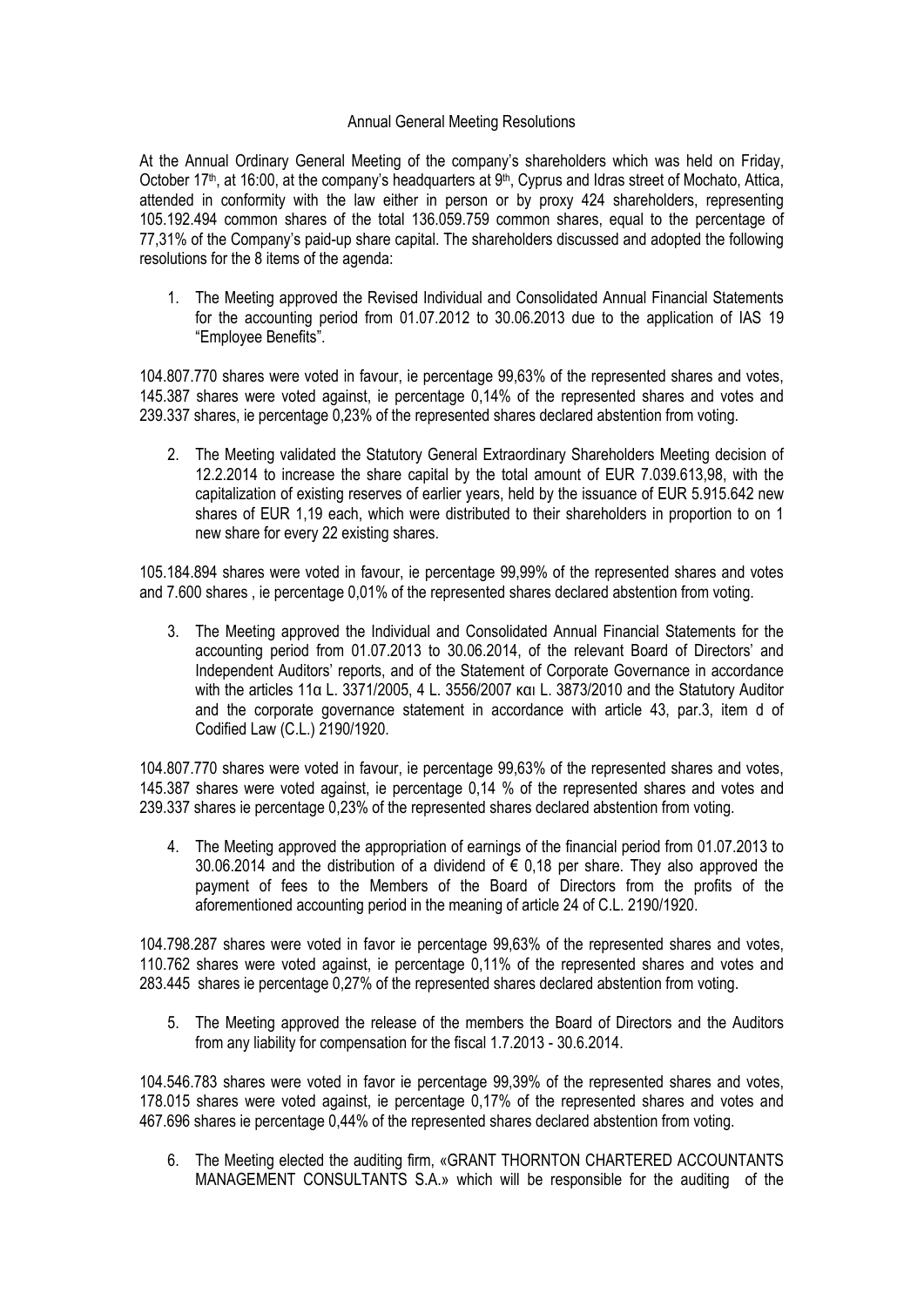# Annual General Meeting Resolutions

At the Annual Ordinary General Meeting of the company's shareholders which was held on Friday, October 17th, at 16:00, at the company's headquarters at 9th, Cyprus and Idras street of Mochato, Attica, attended in conformity with the law either in person or by proxy 424 shareholders, representing 105.192.494 common shares of the total 136.059.759 common shares, equal to the percentage of 77,31% of the Company's paid-up share capital. The shareholders discussed and adopted the following resolutions for the 8 items of the agenda:

1. The Meeting approved the Revised Individual and Consolidated Annual Financial Statements for the accounting period from 01.07.2012 to 30.06.2013 due to the application of IAS 19 "Employee Benefits".

104.807.770 shares were voted in favour, ie percentage 99,63% of the represented shares and votes, 145.387 shares were voted against, ie percentage 0,14% of the represented shares and votes and 239.337 shares, ie percentage 0,23% of the represented shares declared abstention from voting.

2. The Meeting validated the Statutory General Extraordinary Shareholders Meeting decision of 12.2.2014 to increase the share capital by the total amount of EUR 7.039.613,98, with the capitalization of existing reserves of earlier years, held by the issuance of EUR 5.915.642 new shares of EUR 1,19 each, which were distributed to their shareholders in proportion to on 1 new share for every 22 existing shares.

105.184.894 shares were voted in favour, ie percentage 99,99% of the represented shares and votes and 7.600 shares , ie percentage 0,01% of the represented shares declared abstention from voting.

3. The Meeting approved the Individual and Consolidated Annual Financial Statements for the accounting period from 01.07.2013 to 30.06.2014, of the relevant Board of Directors' and Independent Auditors' reports, and of the Statement of Corporate Governance in accordance with the articles 11α L. 3371/2005, 4 L. 3556/2007 και L. 3873/2010 and the Statutory Auditor and the corporate governance statement in accordance with article 43, par.3, item d of Codified Law (C.L.) 2190/1920.

104.807.770 shares were voted in favour, ie percentage 99,63% of the represented shares and votes, 145.387 shares were voted against, ie percentage 0,14 % of the represented shares and votes and 239.337 shares ie percentage 0,23% of the represented shares declared abstention from voting.

4. The Meeting approved the appropriation of earnings of the financial period from 01.07.2013 to 30.06.2014 and the distribution of a dividend of € 0,18 per share. They also approved the payment of fees to the Members of the Board of Directors from the profits of the aforementioned accounting period in the meaning of article 24 of C.L. 2190/1920.

104.798.287 shares were voted in favor ie percentage 99,63% of the represented shares and votes, 110.762 shares were voted against, ie percentage 0,11% of the represented shares and votes and 283.445 shares ie percentage 0,27% of the represented shares declared abstention from voting.

5. The Meeting approved the release of the members the Board of Directors and the Auditors from any liability for compensation for the fiscal 1.7.2013 - 30.6.2014.

104.546.783 shares were voted in favor ie percentage 99,39% of the represented shares and votes, 178.015 shares were voted against, ie percentage 0,17% of the represented shares and votes and 467.696 shares ie percentage 0,44% of the represented shares declared abstention from voting.

6. The Meeting elected the auditing firm, «GRANT THORNTON CHARTERED ACCOUNTANTS MANAGEMENT CONSULTANTS S.A.» which will be responsible for the auditing of the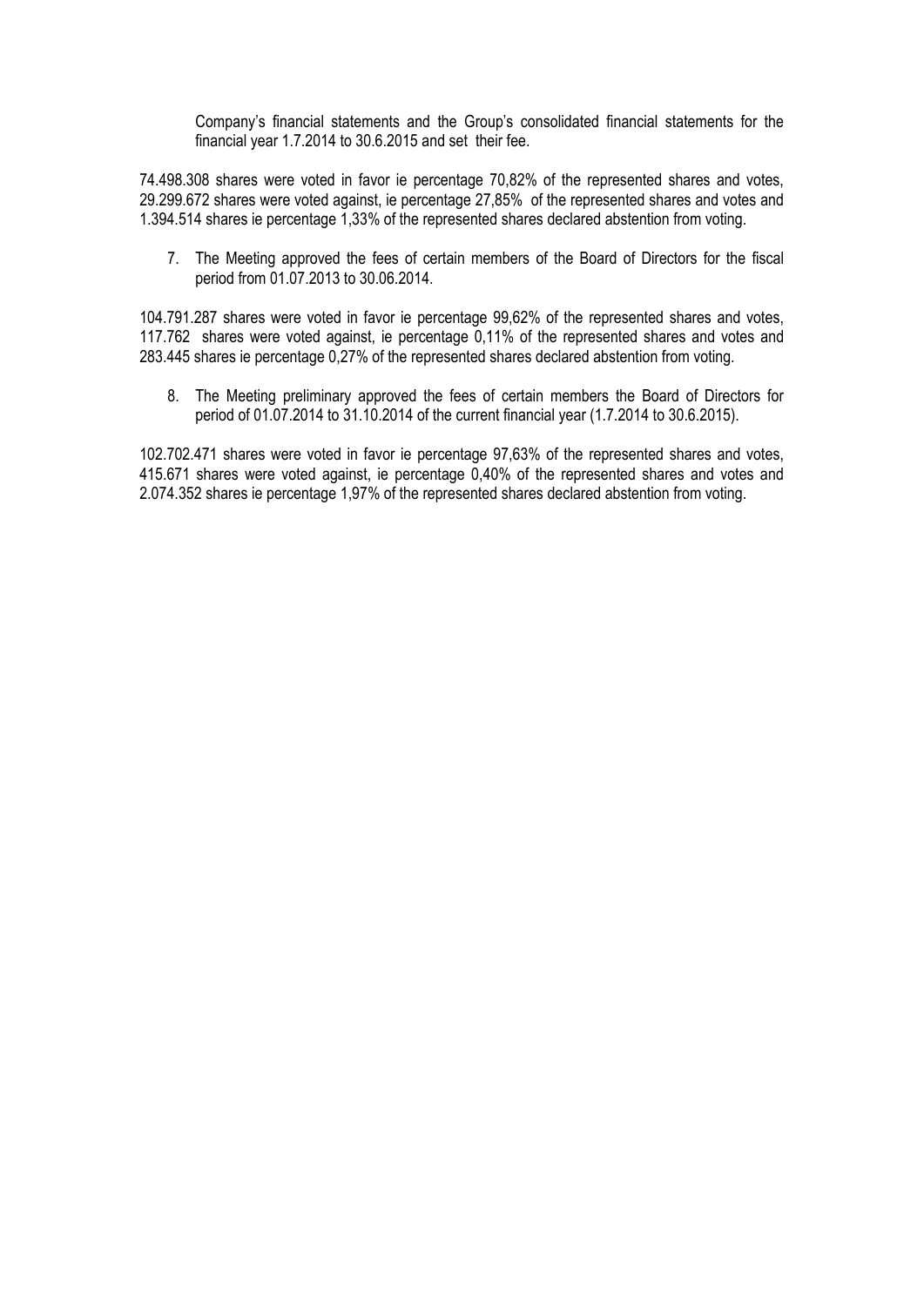Company's financial statements and the Group's consolidated financial statements for the financial year 1.7.2014 to 30.6.2015 and set their fee.

74.498.308 shares were voted in favor ie percentage 70,82% of the represented shares and votes, 29.299.672 shares were voted against, ie percentage 27,85% of the represented shares and votes and 1.394.514 shares ie percentage 1,33% of the represented shares declared abstention from voting.

7. The Meeting approved the fees of certain members of the Board of Directors for the fiscal period from 01.07.2013 to 30.06.2014.

104.791.287 shares were voted in favor ie percentage 99,62% of the represented shares and votes, 117.762 shares were voted against, ie percentage 0,11% of the represented shares and votes and 283.445 shares ie percentage 0,27% of the represented shares declared abstention from voting.

8. The Meeting preliminary approved the fees of certain members the Board of Directors for period of 01.07.2014 to 31.10.2014 of the current financial year (1.7.2014 to 30.6.2015).

102.702.471 shares were voted in favor ie percentage 97,63% of the represented shares and votes, 415.671 shares were voted against, ie percentage 0,40% of the represented shares and votes and 2.074.352 shares ie percentage 1,97% of the represented shares declared abstention from voting.